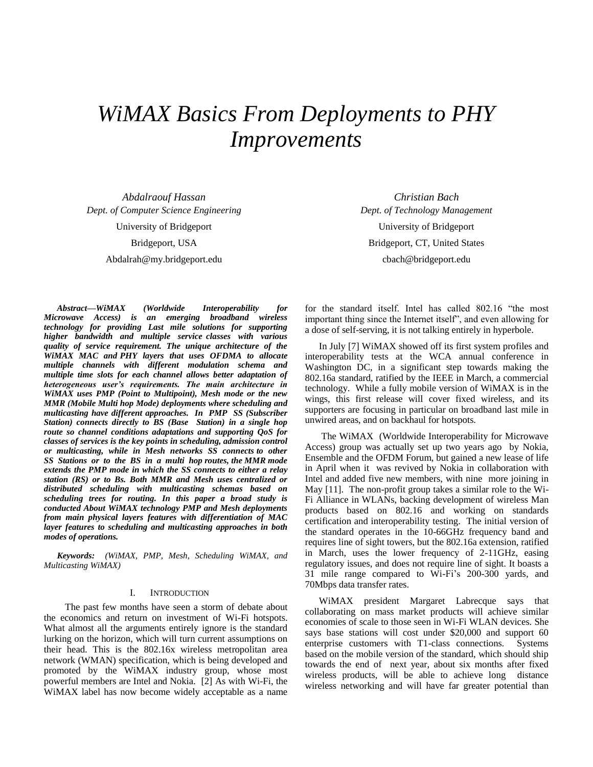# *WiMAX Basics From Deployments to PHY Improvements*

*Abdalraouf Hassan*
*Dept. of Computer Science Engineering*
University of Bridgeport
Bridgeport, USA
Abdalrah@my.bridgeport.edu

*Christian Bach*
*Dept. of Technology Management*
University of Bridgeport
Bridgeport, CT, United States
cbach@bridgeport.edu

***Abstract*—*WiMAX (Worldwide Interoperability for Microwave Access) is an emerging broadband wireless technology for providing Last mile solutions for supporting higher bandwidth and multiple service classes with various quality of service requirement. The unique architecture of the WiMAX MAC and PHY layers that uses OFDMA to allocate multiple channels with different modulation schema and multiple time slots for each channel allows better adaptation of heterogeneous user's requirements. The main architecture in WiMAX uses PMP (Point to Multipoint), Mesh mode or the new MMR (Mobile Multi hop Mode) deployments where scheduling and multicasting have different approaches. In PMP SS (Subscriber Station) connects directly to BS (Base Station) in a single hop route so channel conditions adaptations and supporting QoS for classes of services is the key points in scheduling, admission control or multicasting, while in Mesh networks SS connects to other SS Stations or to the BS in a multi hop routes, the MMR mode extends the PMP mode in which the SS connects to either a relay station (RS) or to Bs. Both MMR and Mesh uses centralized or distributed scheduling with multicasting schemas based on scheduling trees for routing. In this paper a broad study is conducted About WiMAX technology PMP and Mesh deployments from main physical layers features with differentiation of MAC layer features to scheduling and multicasting approaches in both modes of operations.***

***Keywords:*** *(WiMAX, PMP, Mesh, Scheduling WiMAX, and Multicasting WiMAX)*

## I. INTRODUCTION

The past few months have seen a storm of debate about the economics and return on investment of Wi-Fi hotspots. What almost all the arguments entirely ignore is the standard lurking on the horizon, which will turn current assumptions on their head. This is the 802.16x wireless metropolitan area network (WMAN) specification, which is being developed and promoted by the WiMAX industry group, whose most powerful members are Intel and Nokia. [2] As with Wi-Fi, the WiMAX label has now become widely acceptable as a name for the standard itself. Intel has called 802.16 "the most important thing since the Internet itself", and even allowing for a dose of self-serving, it is not talking entirely in hyperbole.

In July [7] WiMAX showed off its first system profiles and interoperability tests at the WCA annual conference in Washington DC, in a significant step towards making the 802.16a standard, ratified by the IEEE in March, a commercial technology. While a fully mobile version of WiMAX is in the wings, this first release will cover fixed wireless, and its supporters are focusing in particular on broadband last mile in unwired areas, and on backhaul for hotspots.

The WiMAX (Worldwide Interoperability for Microwave Access) group was actually set up two years ago by Nokia, Ensemble and the OFDM Forum, but gained a new lease of life in April when it was revived by Nokia in collaboration with Intel and added five new members, with nine more joining in May [11]. The non-profit group takes a similar role to the Wi-Fi Alliance in WLANs, backing development of wireless Man products based on 802.16 and working on standards certification and interoperability testing. The initial version of the standard operates in the 10-66GHz frequency band and requires line of sight towers, but the 802.16a extension, ratified in March, uses the lower frequency of 2-11GHz, easing regulatory issues, and does not require line of sight. It boasts a 31 mile range compared to Wi-Fi's 200-300 yards, and 70Mbps data transfer rates.

WiMAX president Margaret Labrecque says that collaborating on mass market products will achieve similar economies of scale to those seen in Wi-Fi WLAN devices. She says base stations will cost under $20,000 and support 60 enterprise customers with T1-class connections. Systems based on the mobile version of the standard, which should ship towards the end of next year, about six months after fixed wireless products, will be able to achieve long distance wireless networking and will have far greater potential than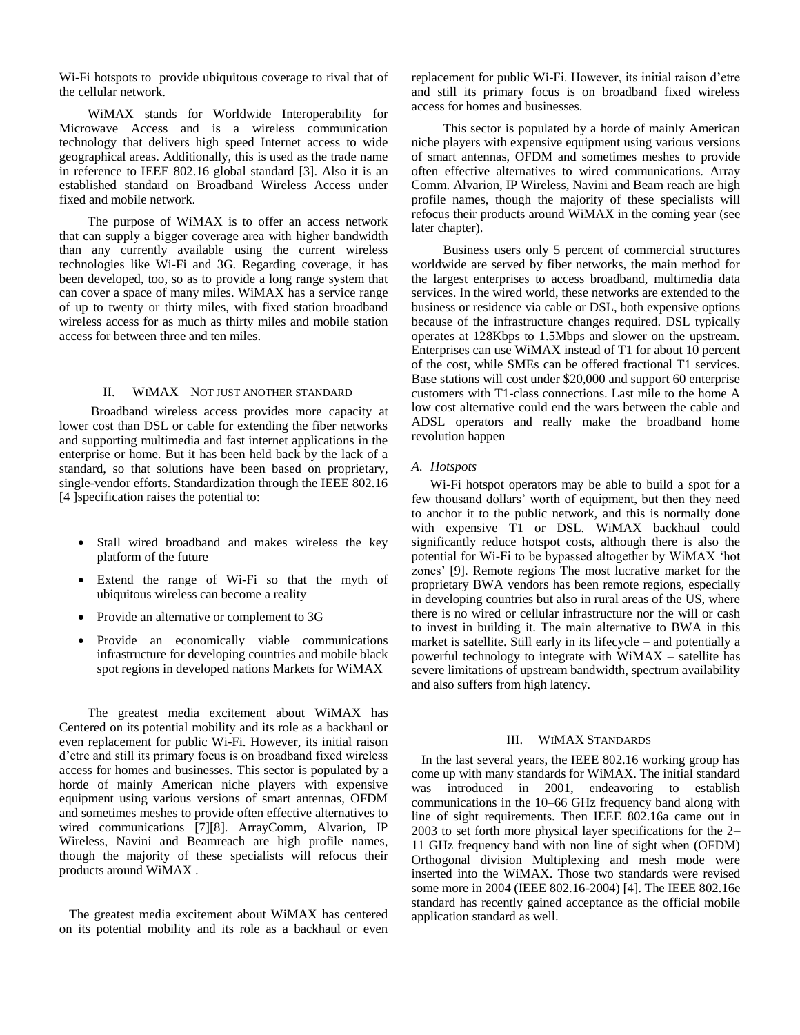Wi-Fi hotspots to provide ubiquitous coverage to rival that of the cellular network.

WiMAX stands for Worldwide Interoperability for Microwave Access and is a wireless communication technology that delivers high speed Internet access to wide geographical areas. Additionally, this is used as the trade name in reference to IEEE 802.16 global standard [3]. Also it is an established standard on Broadband Wireless Access under fixed and mobile network.

The purpose of WiMAX is to offer an access network that can supply a bigger coverage area with higher bandwidth than any currently available using the current wireless technologies like Wi-Fi and 3G. Regarding coverage, it has been developed, too, so as to provide a long range system that can cover a space of many miles. WiMAX has a service range of up to twenty or thirty miles, with fixed station broadband wireless access for as much as thirty miles and mobile station access for between three and ten miles.

## II. WiMAX – Not just another standard

Broadband wireless access provides more capacity at lower cost than DSL or cable for extending the fiber networks and supporting multimedia and fast internet applications in the enterprise or home. But it has been held back by the lack of a standard, so that solutions have been based on proprietary, single-vendor efforts. Standardization through the IEEE 802.16 [4 ]specification raises the potential to:

- Stall wired broadband and makes wireless the key platform of the future
- Extend the range of Wi-Fi so that the myth of ubiquitous wireless can become a reality
- Provide an alternative or complement to 3G
- Provide an economically viable communications infrastructure for developing countries and mobile black spot regions in developed nations Markets for WiMAX

The greatest media excitement about WiMAX has Centered on its potential mobility and its role as a backhaul or even replacement for public Wi-Fi. However, its initial raison d'etre and still its primary focus is on broadband fixed wireless access for homes and businesses. This sector is populated by a horde of mainly American niche players with expensive equipment using various versions of smart antennas, OFDM and sometimes meshes to provide often effective alternatives to wired communications [7][8]. ArrayComm, Alvarion, IP Wireless, Navini and Beamreach are high profile names, though the majority of these specialists will refocus their products around WiMAX .

The greatest media excitement about WiMAX has centered on its potential mobility and its role as a backhaul or even replacement for public Wi-Fi. However, its initial raison d'etre and still its primary focus is on broadband fixed wireless access for homes and businesses.

This sector is populated by a horde of mainly American niche players with expensive equipment using various versions of smart antennas, OFDM and sometimes meshes to provide often effective alternatives to wired communications. Array Comm. Alvarion, IP Wireless, Navini and Beam reach are high profile names, though the majority of these specialists will refocus their products around WiMAX in the coming year (see later chapter).

Business users only 5 percent of commercial structures worldwide are served by fiber networks, the main method for the largest enterprises to access broadband, multimedia data services. In the wired world, these networks are extended to the business or residence via cable or DSL, both expensive options because of the infrastructure changes required. DSL typically operates at 128Kbps to 1.5Mbps and slower on the upstream. Enterprises can use WiMAX instead of T1 for about 10 percent of the cost, while SMEs can be offered fractional T1 services. Base stations will cost under $20,000 and support 60 enterprise customers with T1-class connections. Last mile to the home A low cost alternative could end the wars between the cable and ADSL operators and really make the broadband home revolution happen

### A. Hotspots

Wi-Fi hotspot operators may be able to build a spot for a few thousand dollars' worth of equipment, but then they need to anchor it to the public network, and this is normally done with expensive T1 or DSL. WiMAX backhaul could significantly reduce hotspot costs, although there is also the potential for Wi-Fi to be bypassed altogether by WiMAX 'hot zones' [9]. Remote regions The most lucrative market for the proprietary BWA vendors has been remote regions, especially in developing countries but also in rural areas of the US, where there is no wired or cellular infrastructure nor the will or cash to invest in building it. The main alternative to BWA in this market is satellite. Still early in its lifecycle – and potentially a powerful technology to integrate with WiMAX – satellite has severe limitations of upstream bandwidth, spectrum availability and also suffers from high latency.

## III. WiMAX Standards

In the last several years, the IEEE 802.16 working group has come up with many standards for WiMAX. The initial standard was introduced in 2001, endeavoring to establish communications in the 10–66 GHz frequency band along with line of sight requirements. Then IEEE 802.16a came out in 2003 to set forth more physical layer specifications for the 2–11 GHz frequency band with non line of sight when (OFDM) Orthogonal division Multiplexing and mesh mode were inserted into the WiMAX. Those two standards were revised some more in 2004 (IEEE 802.16-2004) [4]. The IEEE 802.16e standard has recently gained acceptance as the official mobile application standard as well.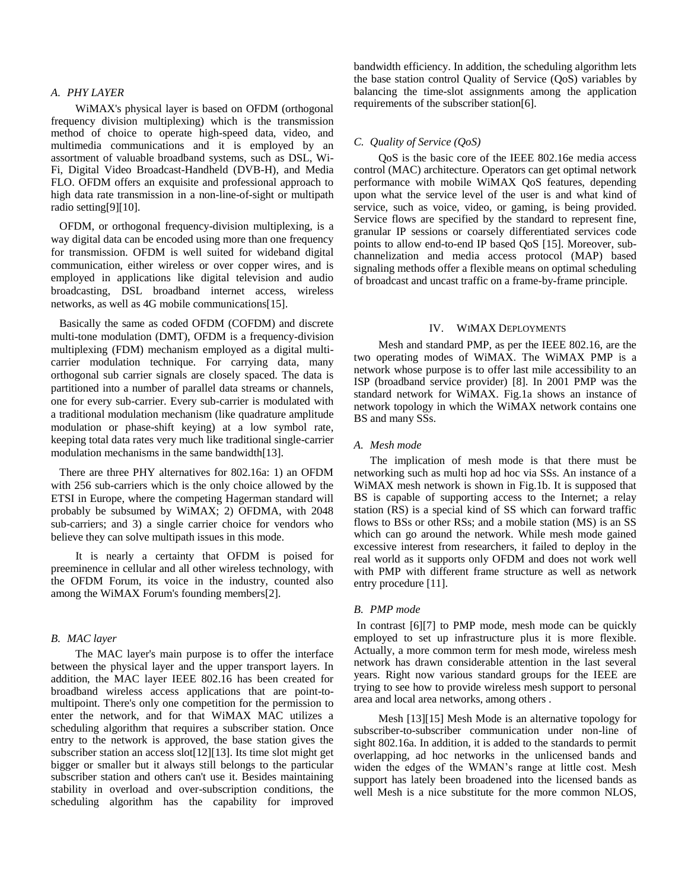### A. PHY LAYER

WiMAX's physical layer is based on OFDM (orthogonal frequency division multiplexing) which is the transmission method of choice to operate high-speed data, video, and multimedia communications and it is employed by an assortment of valuable broadband systems, such as DSL, Wi-Fi, Digital Video Broadcast-Handheld (DVB-H), and Media FLO. OFDM offers an exquisite and professional approach to high data rate transmission in a non-line-of-sight or multipath radio setting[9][10].

OFDM, or orthogonal frequency-division multiplexing, is a way digital data can be encoded using more than one frequency for transmission. OFDM is well suited for wideband digital communication, either wireless or over copper wires, and is employed in applications like digital television and audio broadcasting, DSL broadband internet access, wireless networks, as well as 4G mobile communications[15].

Basically the same as coded OFDM (COFDM) and discrete multi-tone modulation (DMT), OFDM is a frequency-division multiplexing (FDM) mechanism employed as a digital multi-carrier modulation technique. For carrying data, many orthogonal sub carrier signals are closely spaced. The data is partitioned into a number of parallel data streams or channels, one for every sub-carrier. Every sub-carrier is modulated with a traditional modulation mechanism (like quadrature amplitude modulation or phase-shift keying) at a low symbol rate, keeping total data rates very much like traditional single-carrier modulation mechanisms in the same bandwidth[13].

There are three PHY alternatives for 802.16a: 1) an OFDM with 256 sub-carriers which is the only choice allowed by the ETSI in Europe, where the competing Hagerman standard will probably be subsumed by WiMAX; 2) OFDMA, with 2048 sub-carriers; and 3) a single carrier choice for vendors who believe they can solve multipath issues in this mode.

It is nearly a certainty that OFDM is poised for preeminence in cellular and all other wireless technology, with the OFDM Forum, its voice in the industry, counted also among the WiMAX Forum's founding members[2].

### B. MAC layer

The MAC layer's main purpose is to offer the interface between the physical layer and the upper transport layers. In addition, the MAC layer IEEE 802.16 has been created for broadband wireless access applications that are point-to-multipoint. There's only one competition for the permission to enter the network, and for that WiMAX MAC utilizes a scheduling algorithm that requires a subscriber station. Once entry to the network is approved, the base station gives the subscriber station an access slot[12][13]. Its time slot might get bigger or smaller but it always still belongs to the particular subscriber station and others can't use it. Besides maintaining stability in overload and over-subscription conditions, the scheduling algorithm has the capability for improved bandwidth efficiency. In addition, the scheduling algorithm lets the base station control Quality of Service (QoS) variables by balancing the time-slot assignments among the application requirements of the subscriber station[6].

### C. Quality of Service (QoS)

QoS is the basic core of the IEEE 802.16e media access control (MAC) architecture. Operators can get optimal network performance with mobile WiMAX QoS features, depending upon what the service level of the user is and what kind of service, such as voice, video, or gaming, is being provided. Service flows are specified by the standard to represent fine, granular IP sessions or coarsely differentiated services code points to allow end-to-end IP based QoS [15]. Moreover, sub-channelization and media access protocol (MAP) based signaling methods offer a flexible means on optimal scheduling of broadcast and uncast traffic on a frame-by-frame principle.

## IV. WIMAX DEPLOYMENTS

Mesh and standard PMP, as per the IEEE 802.16, are the two operating modes of WiMAX. The WiMAX PMP is a network whose purpose is to offer last mile accessibility to an ISP (broadband service provider) [8]. In 2001 PMP was the standard network for WiMAX. Fig.1a shows an instance of network topology in which the WiMAX network contains one BS and many SSs.

### A. Mesh mode

The implication of mesh mode is that there must be networking such as multi hop ad hoc via SSs. An instance of a WiMAX mesh network is shown in Fig.1b. It is supposed that BS is capable of supporting access to the Internet; a relay station (RS) is a special kind of SS which can forward traffic flows to BSs or other RSs; and a mobile station (MS) is an SS which can go around the network. While mesh mode gained excessive interest from researchers, it failed to deploy in the real world as it supports only OFDM and does not work well with PMP with different frame structure as well as network entry procedure [11].

### B. PMP mode

In contrast [6][7] to PMP mode, mesh mode can be quickly employed to set up infrastructure plus it is more flexible. Actually, a more common term for mesh mode, wireless mesh network has drawn considerable attention in the last several years. Right now various standard groups for the IEEE are trying to see how to provide wireless mesh support to personal area and local area networks, among others .

Mesh [13][15] Mesh Mode is an alternative topology for subscriber-to-subscriber communication under non-line of sight 802.16a. In addition, it is added to the standards to permit overlapping, ad hoc networks in the unlicensed bands and widen the edges of the WMAN's range at little cost. Mesh support has lately been broadened into the licensed bands as well Mesh is a nice substitute for the more common NLOS,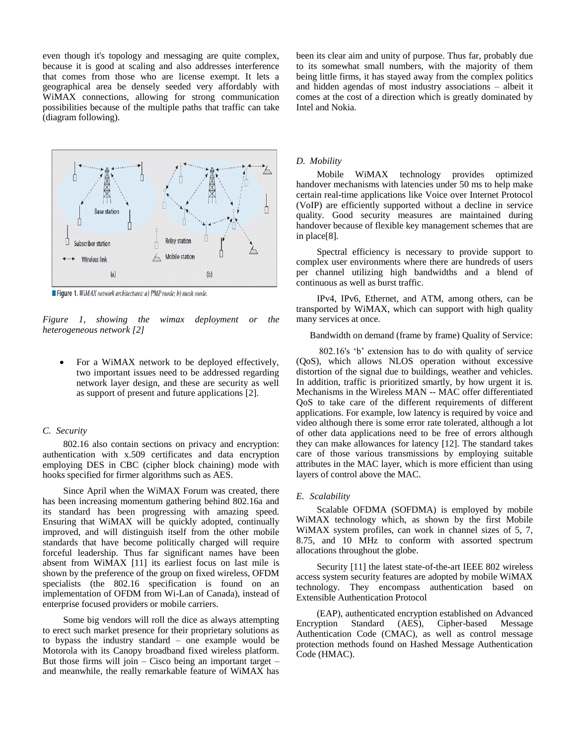even though it's topology and messaging are quite complex, because it is good at scaling and also addresses interference that comes from those who are license exempt. It lets a geographical area be densely seeded very affordably with WiMAX connections, allowing for strong communication possibilities because of the multiple paths that traffic can take (diagram following).

Figure 1. WiMAX network architectures: a) PMP mode; b) mesh mode.

*Figure 1, showing the wimax deployment or the heterogeneous network [2]*

- For a WiMAX network to be deployed effectively, two important issues need to be addressed regarding network layer design, and these are security as well as support of present and future applications [2].

### C. Security

802.16 also contain sections on privacy and encryption: authentication with x.509 certificates and data encryption employing DES in CBC (cipher block chaining) mode with hooks specified for firmer algorithms such as AES.

Since April when the WiMAX Forum was created, there has been increasing momentum gathering behind 802.16a and its standard has been progressing with amazing speed. Ensuring that WiMAX will be quickly adopted, continually improved, and will distinguish itself from the other mobile standards that have become politically charged will require forceful leadership. Thus far significant names have been absent from WiMAX [11] its earliest focus on last mile is shown by the preference of the group on fixed wireless, OFDM specialists (the 802.16 specification is found on an implementation of OFDM from Wi-Lan of Canada), instead of enterprise focused providers or mobile carriers.

Some big vendors will roll the dice as always attempting to erect such market presence for their proprietary solutions as to bypass the industry standard – one example would be Motorola with its Canopy broadband fixed wireless platform. But those firms will join – Cisco being an important target – and meanwhile, the really remarkable feature of WiMAX has been its clear aim and unity of purpose. Thus far, probably due to its somewhat small numbers, with the majority of them being little firms, it has stayed away from the complex politics and hidden agendas of most industry associations – albeit it comes at the cost of a direction which is greatly dominated by Intel and Nokia.

### D. Mobility

Mobile WiMAX technology provides optimized handover mechanisms with latencies under 50 ms to help make certain real-time applications like Voice over Internet Protocol (VoIP) are efficiently supported without a decline in service quality. Good security measures are maintained during handover because of flexible key management schemes that are in place[8].

Spectral efficiency is necessary to provide support to complex user environments where there are hundreds of users per channel utilizing high bandwidths and a blend of continuous as well as burst traffic.

IPv4, IPv6, Ethernet, and ATM, among others, can be transported by WiMAX, which can support with high quality many services at once.

Bandwidth on demand (frame by frame) Quality of Service:

802.16's 'b' extension has to do with quality of service (QoS), which allows NLOS operation without excessive distortion of the signal due to buildings, weather and vehicles. In addition, traffic is prioritized smartly, by how urgent it is. Mechanisms in the Wireless MAN -- MAC offer differentiated QoS to take care of the different requirements of different applications. For example, low latency is required by voice and video although there is some error rate tolerated, although a lot of other data applications need to be free of errors although they can make allowances for latency [12]. The standard takes care of those various transmissions by employing suitable attributes in the MAC layer, which is more efficient than using layers of control above the MAC.

### E. Scalability

Scalable OFDMA (SOFDMA) is employed by mobile WiMAX technology which, as shown by the first Mobile WiMAX system profiles, can work in channel sizes of 5, 7, 8.75, and 10 MHz to conform with assorted spectrum allocations throughout the globe.

Security [11] the latest state-of-the-art IEEE 802 wireless access system security features are adopted by mobile WiMAX technology. They encompass authentication based on Extensible Authentication Protocol

(EAP), authenticated encryption established on Advanced Encryption Standard (AES), Cipher-based Message Authentication Code (CMAC), as well as control message protection methods found on Hashed Message Authentication Code (HMAC).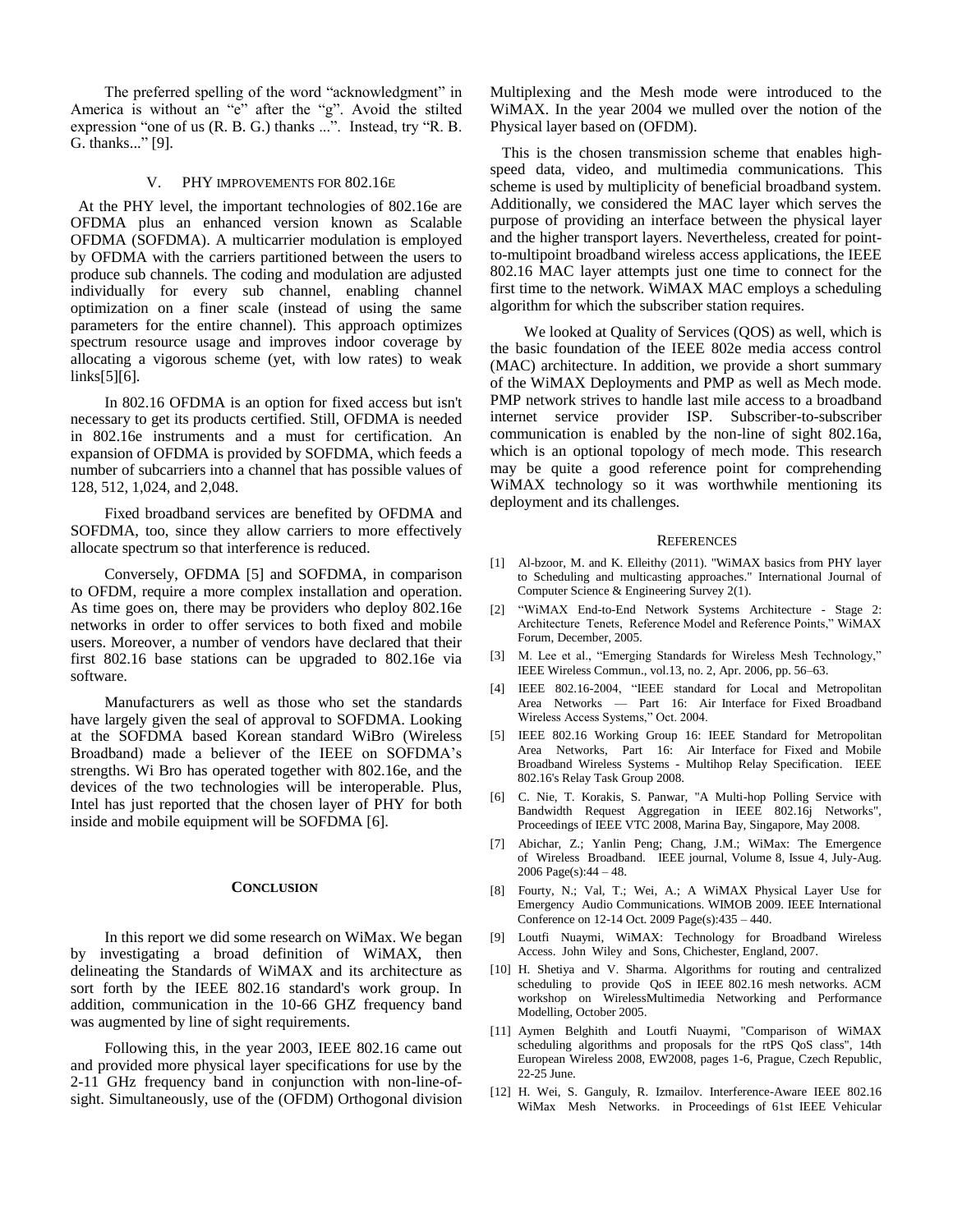The preferred spelling of the word "acknowledgment" in America is without an "e" after the "g". Avoid the stilted expression "one of us (R. B. G.) thanks ...". Instead, try "R. B. G. thanks..." [9].

## V. PHY IMPROVEMENTS FOR 802.16E

At the PHY level, the important technologies of 802.16e are OFDMA plus an enhanced version known as Scalable OFDMA (SOFDMA). A multicarrier modulation is employed by OFDMA with the carriers partitioned between the users to produce sub channels. The coding and modulation are adjusted individually for every sub channel, enabling channel optimization on a finer scale (instead of using the same parameters for the entire channel). This approach optimizes spectrum resource usage and improves indoor coverage by allocating a vigorous scheme (yet, with low rates) to weak links[5][6].

In 802.16 OFDMA is an option for fixed access but isn't necessary to get its products certified. Still, OFDMA is needed in 802.16e instruments and a must for certification. An expansion of OFDMA is provided by SOFDMA, which feeds a number of subcarriers into a channel that has possible values of 128, 512, 1,024, and 2,048.

Fixed broadband services are benefited by OFDMA and SOFDMA, too, since they allow carriers to more effectively allocate spectrum so that interference is reduced.

Conversely, OFDMA [5] and SOFDMA, in comparison to OFDM, require a more complex installation and operation. As time goes on, there may be providers who deploy 802.16e networks in order to offer services to both fixed and mobile users. Moreover, a number of vendors have declared that their first 802.16 base stations can be upgraded to 802.16e via software.

Manufacturers as well as those who set the standards have largely given the seal of approval to SOFDMA. Looking at the SOFDMA based Korean standard WiBro (Wireless Broadband) made a believer of the IEEE on SOFDMA's strengths. Wi Bro has operated together with 802.16e, and the devices of the two technologies will be interoperable. Plus, Intel has just reported that the chosen layer of PHY for both inside and mobile equipment will be SOFDMA [6].

## CONCLUSION

In this report we did some research on WiMax. We began by investigating a broad definition of WiMAX, then delineating the Standards of WiMAX and its architecture as sort forth by the IEEE 802.16 standard's work group. In addition, communication in the 10-66 GHZ frequency band was augmented by line of sight requirements.

Following this, in the year 2003, IEEE 802.16 came out and provided more physical layer specifications for use by the 2-11 GHz frequency band in conjunction with non-line-of-sight. Simultaneously, use of the (OFDM) Orthogonal division Multiplexing and the Mesh mode were introduced to the WiMAX. In the year 2004 we mulled over the notion of the Physical layer based on (OFDM).

This is the chosen transmission scheme that enables high-speed data, video, and multimedia communications. This scheme is used by multiplicity of beneficial broadband system. Additionally, we considered the MAC layer which serves the purpose of providing an interface between the physical layer and the higher transport layers. Nevertheless, created for point-to-multipoint broadband wireless access applications, the IEEE 802.16 MAC layer attempts just one time to connect for the first time to the network. WiMAX MAC employs a scheduling algorithm for which the subscriber station requires.

We looked at Quality of Services (QOS) as well, which is the basic foundation of the IEEE 802e media access control (MAC) architecture. In addition, we provide a short summary of the WiMAX Deployments and PMP as well as Mech mode. PMP network strives to handle last mile access to a broadband internet service provider ISP. Subscriber-to-subscriber communication is enabled by the non-line of sight 802.16a, which is an optional topology of mech mode. This research may be quite a good reference point for comprehending WiMAX technology so it was worthwhile mentioning its deployment and its challenges.

## REFERENCES

[1] Al-bzoor, M. and K. Elleithy (2011). "WiMAX basics from PHY layer to Scheduling and multicasting approaches." International Journal of Computer Science & Engineering Survey 2(1).

[2] "WiMAX End-to-End Network Systems Architecture - Stage 2: Architecture Tenets, Reference Model and Reference Points," WiMAX Forum, December, 2005.

[3] M. Lee et al., "Emerging Standards for Wireless Mesh Technology," IEEE Wireless Commun., vol.13, no. 2, Apr. 2006, pp. 56–63.

[4] IEEE 802.16-2004, "IEEE standard for Local and Metropolitan Area Networks — Part 16: Air Interface for Fixed Broadband Wireless Access Systems," Oct. 2004.

[5] IEEE 802.16 Working Group 16: IEEE Standard for Metropolitan Area Networks, Part 16: Air Interface for Fixed and Mobile Broadband Wireless Systems - Multihop Relay Specification. IEEE 802.16's Relay Task Group 2008.

[6] C. Nie, T. Korakis, S. Panwar, "A Multi-hop Polling Service with Bandwidth Request Aggregation in IEEE 802.16j Networks", Proceedings of IEEE VTC 2008, Marina Bay, Singapore, May 2008.

[7] Abichar, Z.; Yanlin Peng; Chang, J.M.; WiMax: The Emergence of Wireless Broadband. IEEE journal, Volume 8, Issue 4, July-Aug. 2006 Page(s):44 – 48.

[8] Fourty, N.; Val, T.; Wei, A.; A WiMAX Physical Layer Use for Emergency Audio Communications. WIMOB 2009. IEEE International Conference on 12-14 Oct. 2009 Page(s):435 – 440.

[9] Loutfi Nuaymi, WiMAX: Technology for Broadband Wireless Access. John Wiley and Sons, Chichester, England, 2007.

[10] H. Shetiya and V. Sharma. Algorithms for routing and centralized scheduling to provide QoS in IEEE 802.16 mesh networks. ACM workshop on WirelessMultimedia Networking and Performance Modelling, October 2005.

[11] Aymen Belghith and Loutfi Nuaymi, "Comparison of WiMAX scheduling algorithms and proposals for the rtPS QoS class", 14th European Wireless 2008, EW2008, pages 1-6, Prague, Czech Republic, 22-25 June.

[12] H. Wei, S. Ganguly, R. Izmailov. Interference-Aware IEEE 802.16 WiMax Mesh Networks. in Proceedings of 61st IEEE Vehicular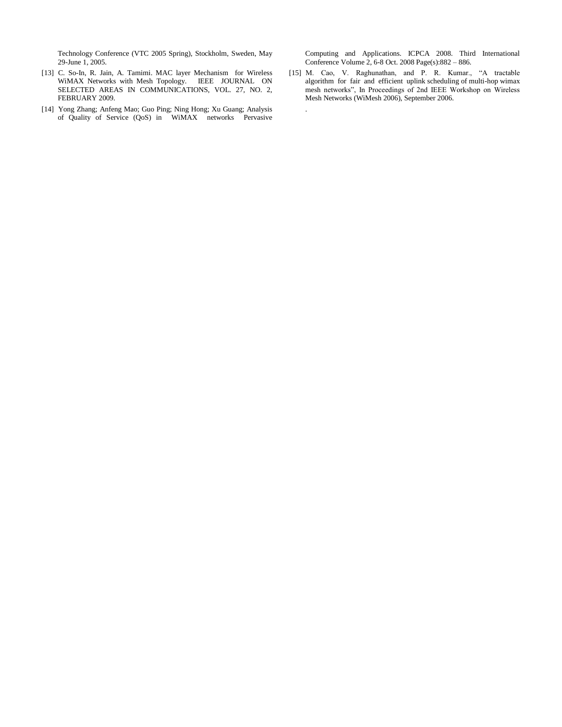Technology Conference (VTC 2005 Spring), Stockholm, Sweden, May 29-June 1, 2005.

[13] C. So-In, R. Jain, A. Tamimi. MAC layer Mechanism for Wireless WiMAX Networks with Mesh Topology. IEEE JOURNAL ON SELECTED AREAS IN COMMUNICATIONS, VOL. 27, NO. 2, FEBRUARY 2009.

[14] Yong Zhang; Anfeng Mao; Guo Ping; Ning Hong; Xu Guang; Analysis of Quality of Service (QoS) in WiMAX networks Pervasive Computing and Applications. ICPCA 2008. Third International Conference Volume 2, 6-8 Oct. 2008 Page(s):882 – 886.

[15] M. Cao, V. Raghunathan, and P. R. Kumar., "A tractable algorithm for fair and efficient uplink scheduling of multi-hop wimax mesh networks", In Proceedings of 2nd IEEE Workshop on Wireless Mesh Networks (WiMesh 2006), September 2006.

.